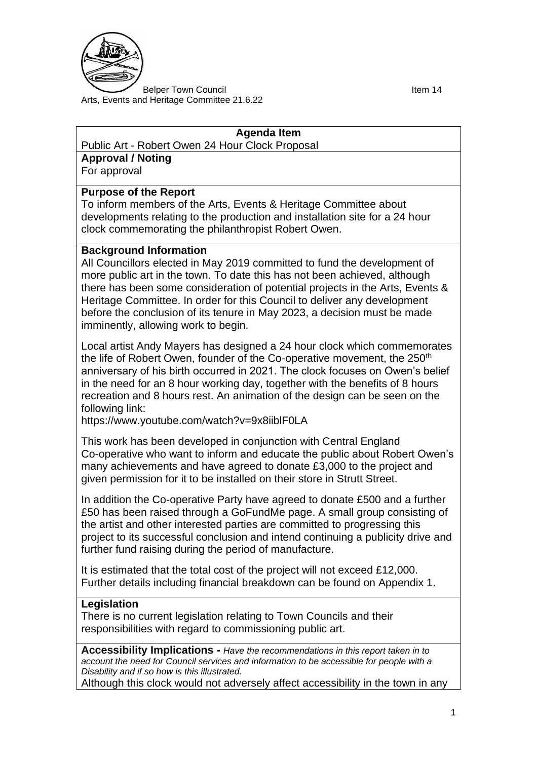Belper Town Council

Arts, Events and Heritage Committee 21.6.22

Item 14

**Agenda Item**

Public Art - Robert Owen 24 Hour Clock Proposal

**Approval / Noting**

For approval

**Purpose of the Report**

To inform members of the Arts, Events & Heritage Committee about developments relating to the production and installation site for a 24 hour clock commemorating the philanthropist Robert Owen.

**Background Information**

All Councillors elected in May 2019 committed to fund the development of more public art in the town. To date this has not been achieved, although there has been some consideration of potential projects in the Arts, Events & Heritage Committee. In order for this Council to deliver any development before the conclusion of its tenure in May 2023, a decision must be made imminently, allowing work to begin.

Local artist Andy Mayers has designed a 24 hour clock which commemorates the life of Robert Owen, founder of the Co-operative movement, the 250th anniversary of his birth occurred in 2021. The clock focuses on Owen's belief in the need for an 8 hour working day, together with the benefits of 8 hours recreation and 8 hours rest. An animation of the design can be seen on the following link:

https://www.youtube.com/watch?v=9x8iiblF0LA

This work has been developed in conjunction with Central England Co-operative who want to inform and educate the public about Robert Owen's many achievements and have agreed to donate £3,000 to the project and given permission for it to be installed on their store in Strutt Street.

In addition the Co-operative Party have agreed to donate £500 and a further £50 has been raised through a GoFundMe page. A small group consisting of the artist and other interested parties are committed to progressing this project to its successful conclusion and intend continuing a publicity drive and further fund raising during the period of manufacture.

It is estimated that the total cost of the project will not exceed £12,000. Further details including financial breakdown can be found on Appendix 1.

**Legislation**

There is no current legislation relating to Town Councils and their responsibilities with regard to commissioning public art.

**Accessibility Implications -** *Have the recommendations in this report taken in to account the need for Council services and information to be accessible for people with a Disability and if so how is this illustrated.*

Although this clock would not adversely affect accessibility in the town in any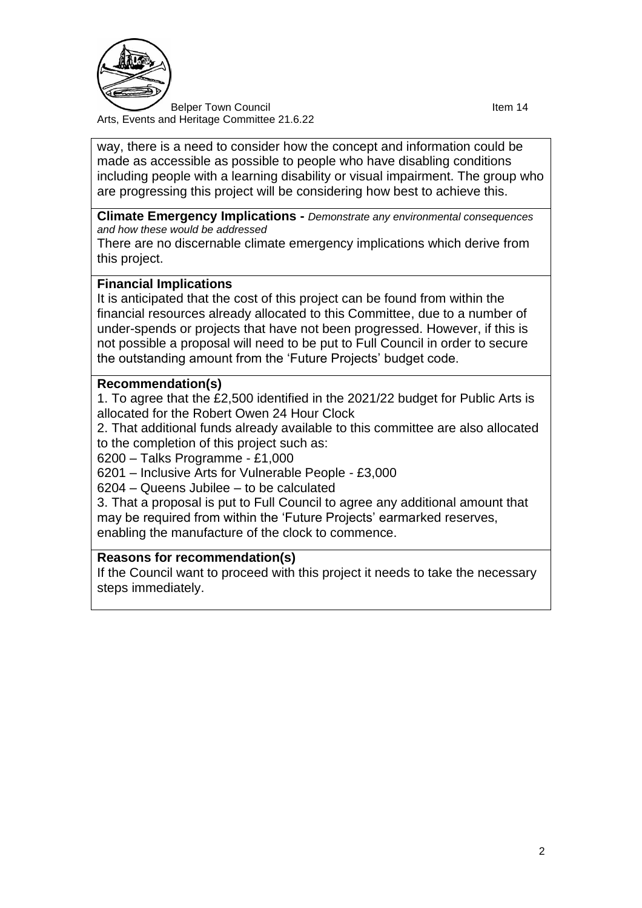way, there is a need to consider how the concept and information could be made as accessible as possible to people who have disabling conditions including people with a learning disability or visual impairment. The group who are progressing this project will be considering how best to achieve this.

**Climate Emergency Implications -** *Demonstrate any environmental consequences and how these would be addressed*

There are no discernable climate emergency implications which derive from this project.

**Financial Implications**

It is anticipated that the cost of this project can be found from within the financial resources already allocated to this Committee, due to a number of under-spends or projects that have not been progressed. However, if this is not possible a proposal will need to be put to Full Council in order to secure the outstanding amount from the 'Future Projects' budget code.

**Recommendation(s)**

1. To agree that the £2,500 identified in the 2021/22 budget for Public Arts is allocated for the Robert Owen 24 Hour Clock
2. That additional funds already available to this committee are also allocated to the completion of this project such as:

6200 – Talks Programme - £1,000

6201 – Inclusive Arts for Vulnerable People - £3,000

6204 – Queens Jubilee – to be calculated

3. That a proposal is put to Full Council to agree any additional amount that may be required from within the 'Future Projects' earmarked reserves, enabling the manufacture of the clock to commence.

**Reasons for recommendation(s)**

If the Council want to proceed with this project it needs to take the necessary steps immediately.